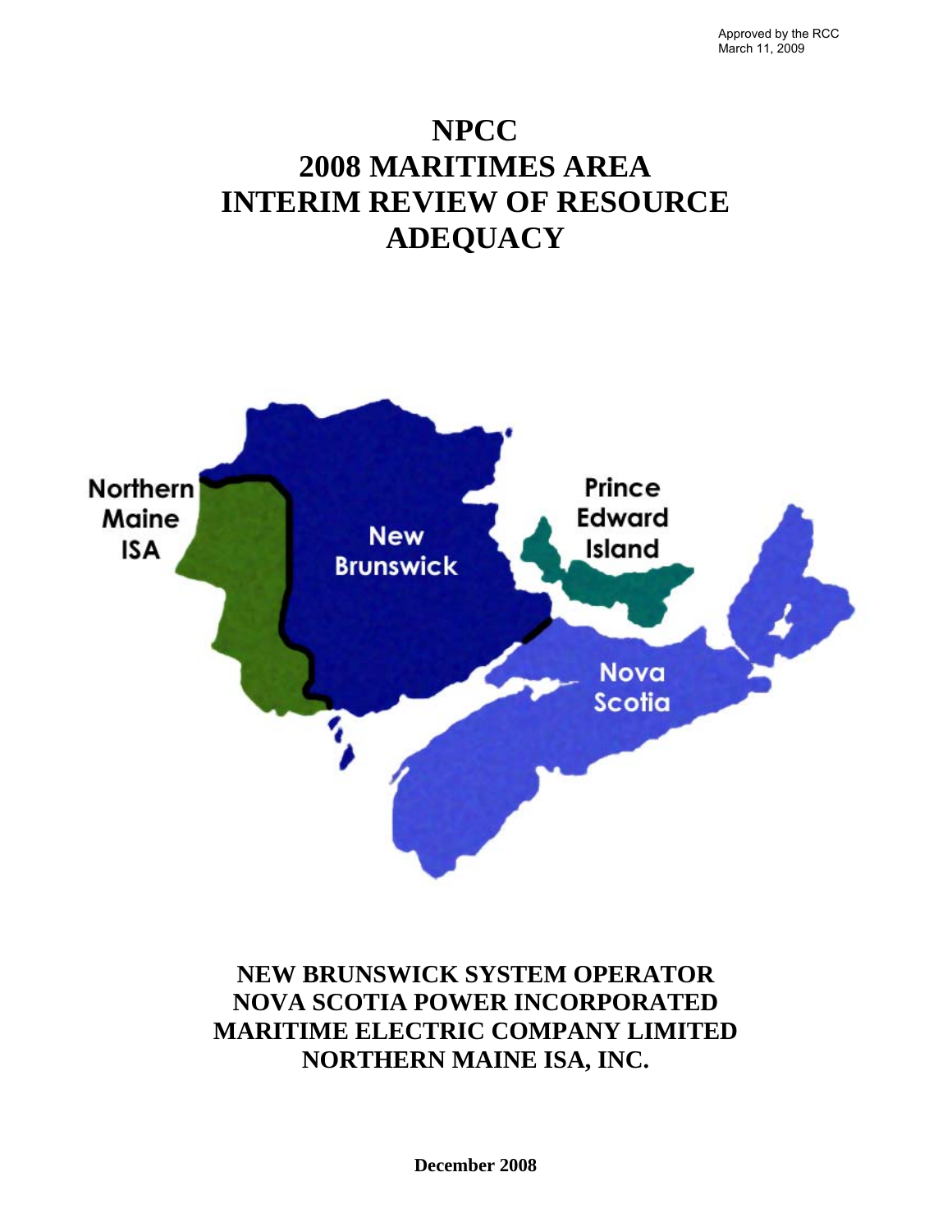Approved by the RCC
March 11, 2009

# NPCC
# 2008 MARITIMES AREA
# INTERIM REVIEW OF RESOURCE ADEQUACY

**NEW BRUNSWICK SYSTEM OPERATOR**
**NOVA SCOTIA POWER INCORPORATED**
**MARITIME ELECTRIC COMPANY LIMITED**
**NORTHERN MAINE ISA, INC.**

**December 2008**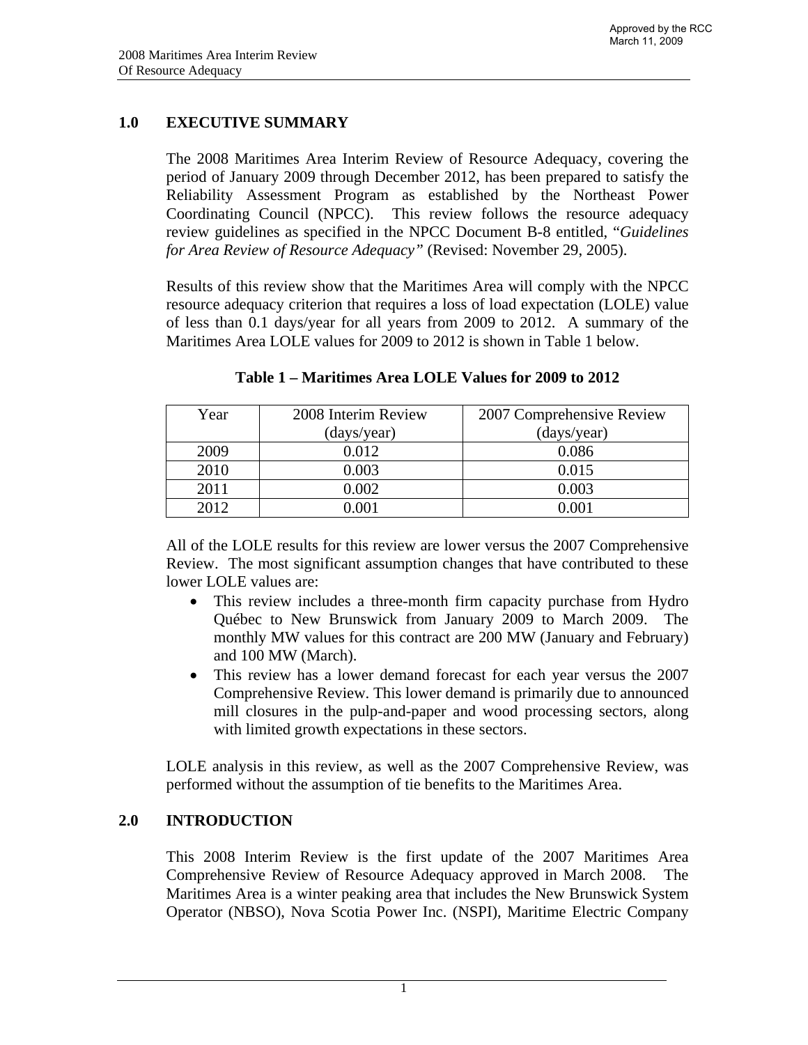## 1.0 EXECUTIVE SUMMARY

The 2008 Maritimes Area Interim Review of Resource Adequacy, covering the period of January 2009 through December 2012, has been prepared to satisfy the Reliability Assessment Program as established by the Northeast Power Coordinating Council (NPCC). This review follows the resource adequacy review guidelines as specified in the NPCC Document B-8 entitled, "*Guidelines for Area Review of Resource Adequacy*" (Revised: November 29, 2005).

Results of this review show that the Maritimes Area will comply with the NPCC resource adequacy criterion that requires a loss of load expectation (LOLE) value of less than 0.1 days/year for all years from 2009 to 2012. A summary of the Maritimes Area LOLE values for 2009 to 2012 is shown in Table 1 below.

**Table 1 – Maritimes Area LOLE Values for 2009 to 2012**

| Year | 2008 Interim Review (days/year) | 2007 Comprehensive Review (days/year) |
|---|---|---|
| 2009 | 0.012 | 0.086 |
| 2010 | 0.003 | 0.015 |
| 2011 | 0.002 | 0.003 |
| 2012 | 0.001 | 0.001 |

All of the LOLE results for this review are lower versus the 2007 Comprehensive Review. The most significant assumption changes that have contributed to these lower LOLE values are:

- This review includes a three-month firm capacity purchase from Hydro Québec to New Brunswick from January 2009 to March 2009. The monthly MW values for this contract are 200 MW (January and February) and 100 MW (March).
- This review has a lower demand forecast for each year versus the 2007 Comprehensive Review. This lower demand is primarily due to announced mill closures in the pulp-and-paper and wood processing sectors, along with limited growth expectations in these sectors.

LOLE analysis in this review, as well as the 2007 Comprehensive Review, was performed without the assumption of tie benefits to the Maritimes Area.

## 2.0 INTRODUCTION

This 2008 Interim Review is the first update of the 2007 Maritimes Area Comprehensive Review of Resource Adequacy approved in March 2008. The Maritimes Area is a winter peaking area that includes the New Brunswick System Operator (NBSO), Nova Scotia Power Inc. (NSPI), Maritime Electric Company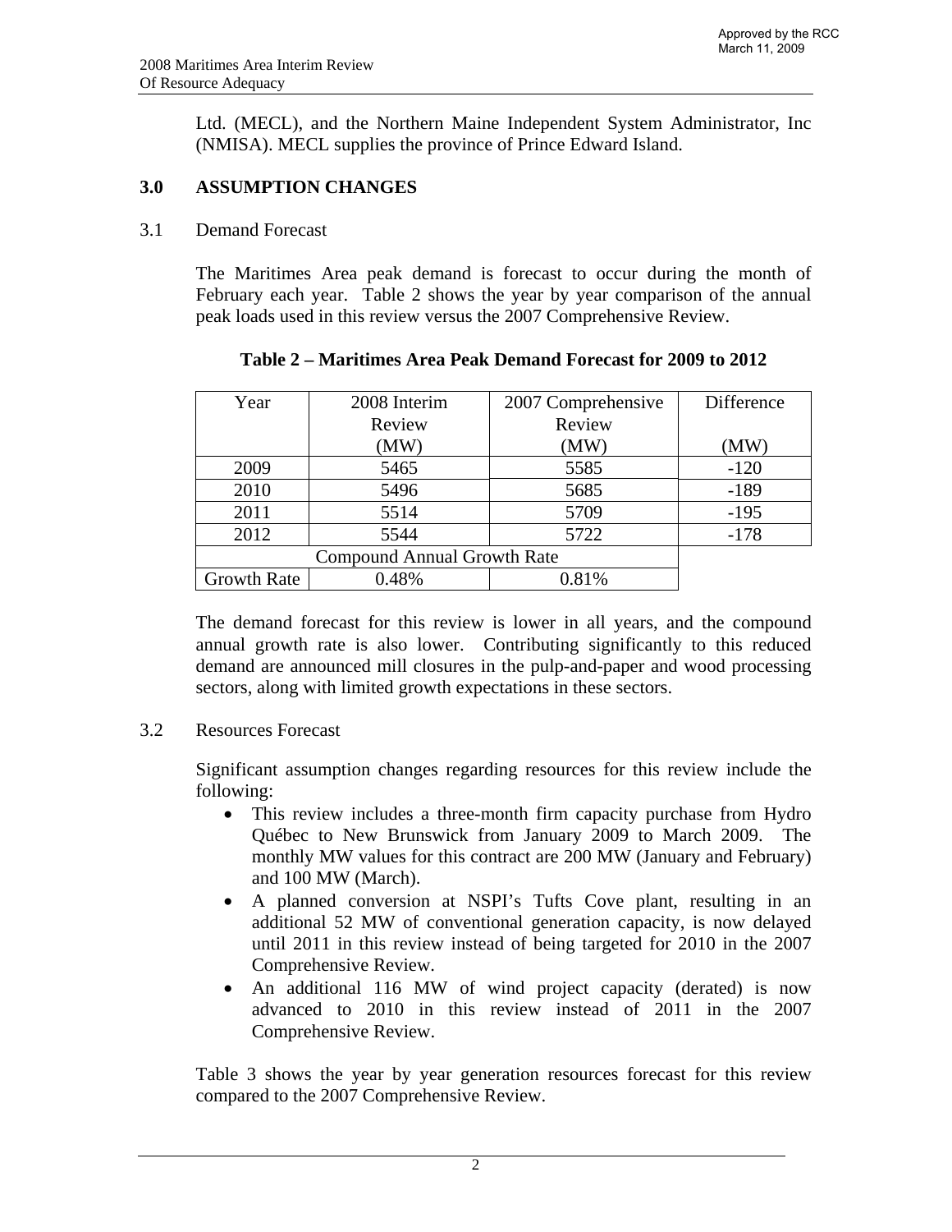Ltd. (MECL), and the Northern Maine Independent System Administrator, Inc (NMISA). MECL supplies the province of Prince Edward Island.

## 3.0 ASSUMPTION CHANGES

### 3.1 Demand Forecast

The Maritimes Area peak demand is forecast to occur during the month of February each year. Table 2 shows the year by year comparison of the annual peak loads used in this review versus the 2007 Comprehensive Review.

**Table 2 – Maritimes Area Peak Demand Forecast for 2009 to 2012**

| Year | 2008 Interim Review (MW) | 2007 Comprehensive Review (MW) | Difference (MW) |
|---|---|---|---|
| 2009 | 5465 | 5585 | -120 |
| 2010 | 5496 | 5685 | -189 |
| 2011 | 5514 | 5709 | -195 |
| 2012 | 5544 | 5722 | -178 |
| Compound Annual Growth Rate | | | |
| Growth Rate | 0.48% | 0.81% | |

The demand forecast for this review is lower in all years, and the compound annual growth rate is also lower. Contributing significantly to this reduced demand are announced mill closures in the pulp-and-paper and wood processing sectors, along with limited growth expectations in these sectors.

### 3.2 Resources Forecast

Significant assumption changes regarding resources for this review include the following:

- This review includes a three-month firm capacity purchase from Hydro Québec to New Brunswick from January 2009 to March 2009. The monthly MW values for this contract are 200 MW (January and February) and 100 MW (March).
- A planned conversion at NSPI's Tufts Cove plant, resulting in an additional 52 MW of conventional generation capacity, is now delayed until 2011 in this review instead of being targeted for 2010 in the 2007 Comprehensive Review.
- An additional 116 MW of wind project capacity (derated) is now advanced to 2010 in this review instead of 2011 in the 2007 Comprehensive Review.

Table 3 shows the year by year generation resources forecast for this review compared to the 2007 Comprehensive Review.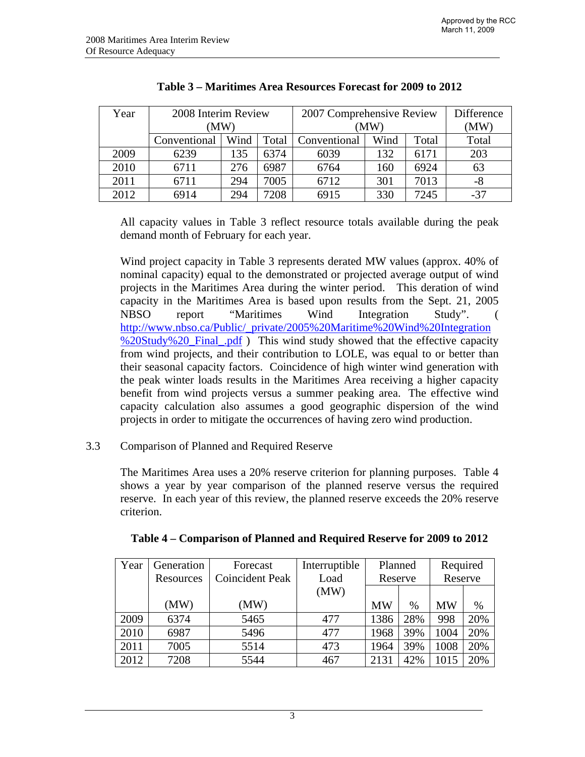**Table 3 – Maritimes Area Resources Forecast for 2009 to 2012**

| Year | 2008 Interim Review (MW) | | | 2007 Comprehensive Review (MW) | | | Difference (MW) |
|---|---|---|---|---|---|---|---|
| | Conventional | Wind | Total | Conventional | Wind | Total | Total |
| 2009 | 6239 | 135 | 6374 | 6039 | 132 | 6171 | 203 |
| 2010 | 6711 | 276 | 6987 | 6764 | 160 | 6924 | 63 |
| 2011 | 6711 | 294 | 7005 | 6712 | 301 | 7013 | -8 |
| 2012 | 6914 | 294 | 7208 | 6915 | 330 | 7245 | -37 |

All capacity values in Table 3 reflect resource totals available during the peak demand month of February for each year.

Wind project capacity in Table 3 represents derated MW values (approx. 40% of nominal capacity) equal to the demonstrated or projected average output of wind projects in the Maritimes Area during the winter period. This deration of wind capacity in the Maritimes Area is based upon results from the Sept. 21, 2005 NBSO report "Maritimes Wind Integration Study". ( http://www.nbso.ca/Public/_private/2005%20Maritime%20Wind%20Integration%20Study%20_Final_.pdf ) This wind study showed that the effective capacity from wind projects, and their contribution to LOLE, was equal to or better than their seasonal capacity factors. Coincidence of high winter wind generation with the peak winter loads results in the Maritimes Area receiving a higher capacity benefit from wind projects versus a summer peaking area. The effective wind capacity calculation also assumes a good geographic dispersion of the wind projects in order to mitigate the occurrences of having zero wind production.

## 3.3 Comparison of Planned and Required Reserve

The Maritimes Area uses a 20% reserve criterion for planning purposes. Table 4 shows a year by year comparison of the planned reserve versus the required reserve. In each year of this review, the planned reserve exceeds the 20% reserve criterion.

**Table 4 – Comparison of Planned and Required Reserve for 2009 to 2012**

| Year | Generation Resources (MW) | Forecast Coincident Peak (MW) | Interruptible Load (MW) | Planned Reserve | | Required Reserve | |
|---|---|---|---|---|---|---|---|
| | | | | MW | % | MW | % |
| 2009 | 6374 | 5465 | 477 | 1386 | 28% | 998 | 20% |
| 2010 | 6987 | 5496 | 477 | 1968 | 39% | 1004 | 20% |
| 2011 | 7005 | 5514 | 473 | 1964 | 39% | 1008 | 20% |
| 2012 | 7208 | 5544 | 467 | 2131 | 42% | 1015 | 20% |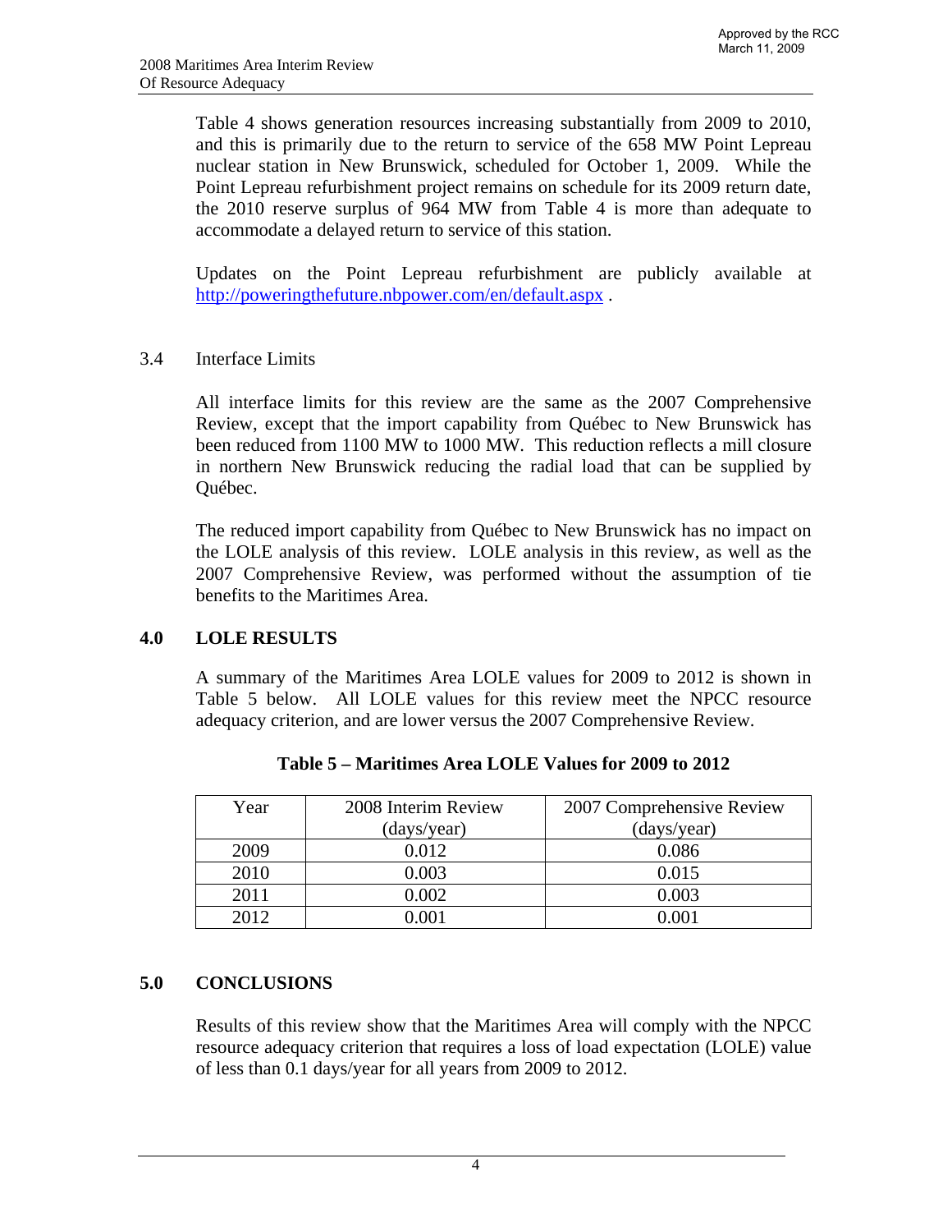Table 4 shows generation resources increasing substantially from 2009 to 2010, and this is primarily due to the return to service of the 658 MW Point Lepreau nuclear station in New Brunswick, scheduled for October 1, 2009. While the Point Lepreau refurbishment project remains on schedule for its 2009 return date, the 2010 reserve surplus of 964 MW from Table 4 is more than adequate to accommodate a delayed return to service of this station.

Updates on the Point Lepreau refurbishment are publicly available at http://poweringthefuture.nbpower.com/en/default.aspx .

### 3.4 Interface Limits

All interface limits for this review are the same as the 2007 Comprehensive Review, except that the import capability from Québec to New Brunswick has been reduced from 1100 MW to 1000 MW. This reduction reflects a mill closure in northern New Brunswick reducing the radial load that can be supplied by Québec.

The reduced import capability from Québec to New Brunswick has no impact on the LOLE analysis of this review. LOLE analysis in this review, as well as the 2007 Comprehensive Review, was performed without the assumption of tie benefits to the Maritimes Area.

## 4.0 LOLE RESULTS

A summary of the Maritimes Area LOLE values for 2009 to 2012 is shown in Table 5 below. All LOLE values for this review meet the NPCC resource adequacy criterion, and are lower versus the 2007 Comprehensive Review.

**Table 5 – Maritimes Area LOLE Values for 2009 to 2012**

| Year | 2008 Interim Review (days/year) | 2007 Comprehensive Review (days/year) |
|---|---|---|
| 2009 | 0.012 | 0.086 |
| 2010 | 0.003 | 0.015 |
| 2011 | 0.002 | 0.003 |
| 2012 | 0.001 | 0.001 |

## 5.0 CONCLUSIONS

Results of this review show that the Maritimes Area will comply with the NPCC resource adequacy criterion that requires a loss of load expectation (LOLE) value of less than 0.1 days/year for all years from 2009 to 2012.